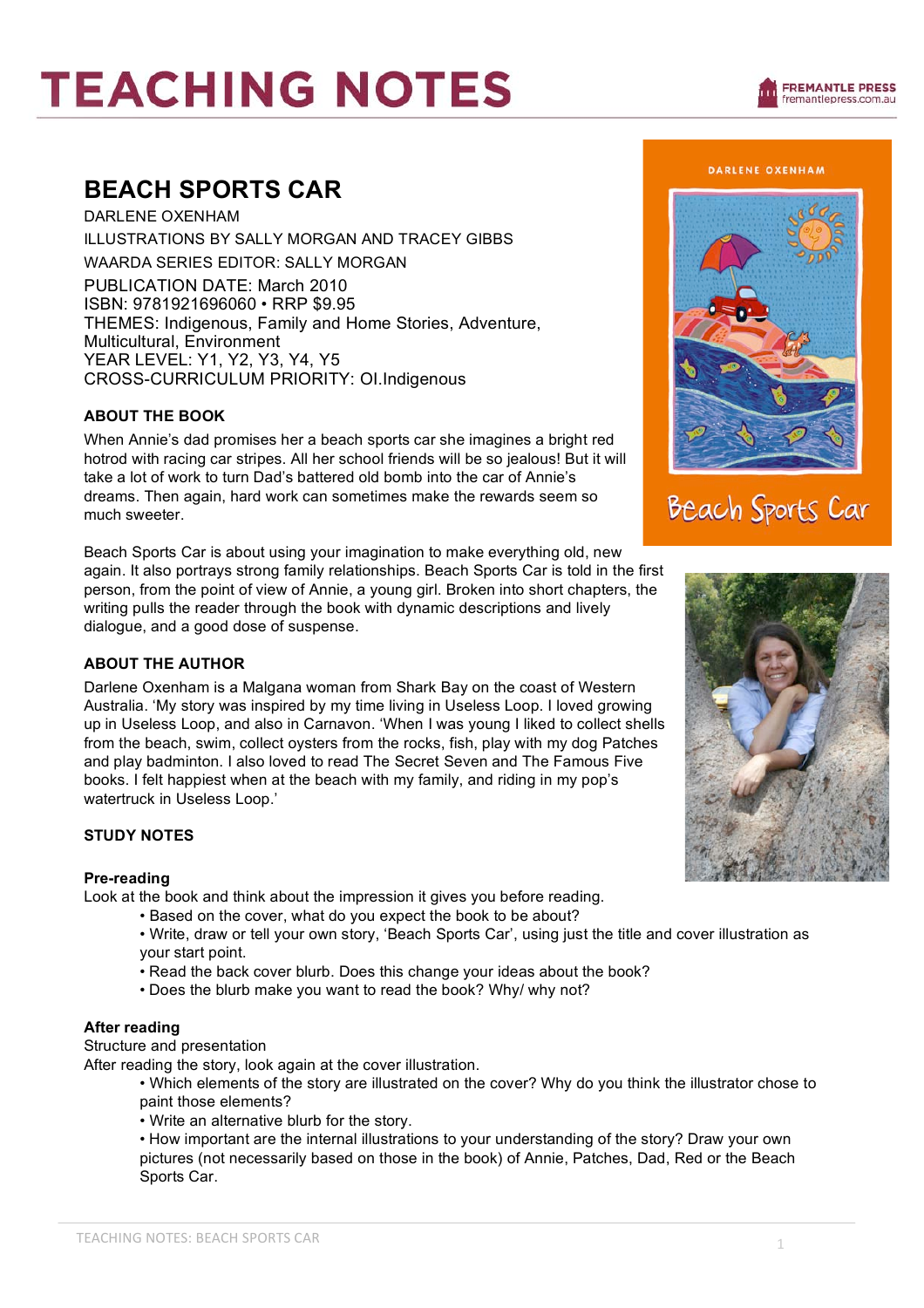# TEACHING NOTES

## BEACH SPORTS CAR

DARLENE OXENHAM

ILLUSTRATIONS BY SALLY MORGAN AND TRACEY GIBBS

WAARDA SERIES EDITOR: SALLY MORGAN

PUBLICATION DATE: March 2010

ISBN: 9781921696060 • RRP $9.95

THEMES: Indigenous, Family and Home Stories, Adventure, Multicultural, Environment

YEAR LEVEL: Y1, Y2, Y3, Y4, Y5

CROSS-CURRICULUM PRIORITY: OI.Indigenous

### ABOUT THE BOOK

When Annie's dad promises her a beach sports car she imagines a bright red hotrod with racing car stripes. All her school friends will be so jealous! But it will take a lot of work to turn Dad's battered old bomb into the car of Annie's dreams. Then again, hard work can sometimes make the rewards seem so much sweeter.

Beach Sports Car is about using your imagination to make everything old, new again. It also portrays strong family relationships. Beach Sports Car is told in the first person, from the point of view of Annie, a young girl. Broken into short chapters, the writing pulls the reader through the book with dynamic descriptions and lively dialogue, and a good dose of suspense.

### ABOUT THE AUTHOR

Darlene Oxenham is a Malgana woman from Shark Bay on the coast of Western Australia. 'My story was inspired by my time living in Useless Loop. I loved growing up in Useless Loop, and also in Carnavon. 'When I was young I liked to collect shells from the beach, swim, collect oysters from the rocks, fish, play with my dog Patches and play badminton. I also loved to read The Secret Seven and The Famous Five books. I felt happiest when at the beach with my family, and riding in my pop's watertruck in Useless Loop.'

### STUDY NOTES

**Pre-reading**

Look at the book and think about the impression it gives you before reading.

- Based on the cover, what do you expect the book to be about?
- Write, draw or tell your own story, 'Beach Sports Car', using just the title and cover illustration as your start point.
- Read the back cover blurb. Does this change your ideas about the book?
- Does the blurb make you want to read the book? Why/ why not?

**After reading**

Structure and presentation

After reading the story, look again at the cover illustration.

- Which elements of the story are illustrated on the cover? Why do you think the illustrator chose to paint those elements?
- Write an alternative blurb for the story.
- How important are the internal illustrations to your understanding of the story? Draw your own pictures (not necessarily based on those in the book) of Annie, Patches, Dad, Red or the Beach Sports Car.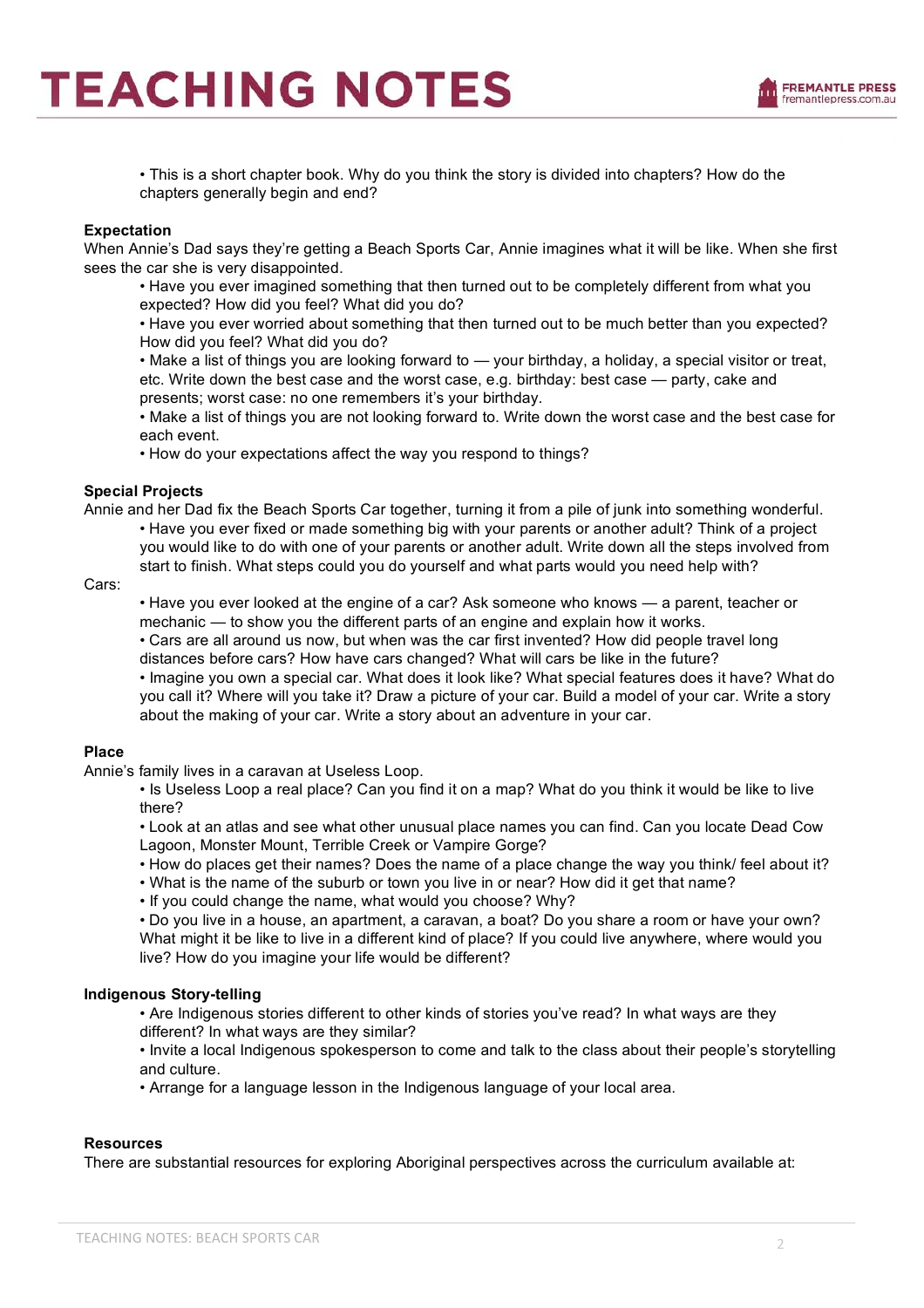- This is a short chapter book. Why do you think the story is divided into chapters? How do the chapters generally begin and end?

**Expectation**

When Annie's Dad says they're getting a Beach Sports Car, Annie imagines what it will be like. When she first sees the car she is very disappointed.

- Have you ever imagined something that then turned out to be completely different from what you expected? How did you feel? What did you do?
- Have you ever worried about something that then turned out to be much better than you expected? How did you feel? What did you do?
- Make a list of things you are looking forward to — your birthday, a holiday, a special visitor or treat, etc. Write down the best case and the worst case, e.g. birthday: best case — party, cake and presents; worst case: no one remembers it's your birthday.
- Make a list of things you are not looking forward to. Write down the worst case and the best case for each event.
- How do your expectations affect the way you respond to things?

**Special Projects**

Annie and her Dad fix the Beach Sports Car together, turning it from a pile of junk into something wonderful.

- Have you ever fixed or made something big with your parents or another adult? Think of a project you would like to do with one of your parents or another adult. Write down all the steps involved from start to finish. What steps could you do yourself and what parts would you need help with?

Cars:

- Have you ever looked at the engine of a car? Ask someone who knows — a parent, teacher or mechanic — to show you the different parts of an engine and explain how it works.
- Cars are all around us now, but when was the car first invented? How did people travel long distances before cars? How have cars changed? What will cars be like in the future?
- Imagine you own a special car. What does it look like? What special features does it have? What do you call it? Where will you take it? Draw a picture of your car. Build a model of your car. Write a story about the making of your car. Write a story about an adventure in your car.

**Place**

Annie's family lives in a caravan at Useless Loop.

- Is Useless Loop a real place? Can you find it on a map? What do you think it would be like to live there?
- Look at an atlas and see what other unusual place names you can find. Can you locate Dead Cow Lagoon, Monster Mount, Terrible Creek or Vampire Gorge?
- How do places get their names? Does the name of a place change the way you think/ feel about it?
- What is the name of the suburb or town you live in or near? How did it get that name?
- If you could change the name, what would you choose? Why?
- Do you live in a house, an apartment, a caravan, a boat? Do you share a room or have your own? What might it be like to live in a different kind of place? If you could live anywhere, where would you live? How do you imagine your life would be different?

**Indigenous Story-telling**

- Are Indigenous stories different to other kinds of stories you've read? In what ways are they different? In what ways are they similar?
- Invite a local Indigenous spokesperson to come and talk to the class about their people's storytelling and culture.
- Arrange for a language lesson in the Indigenous language of your local area.

**Resources**

There are substantial resources for exploring Aboriginal perspectives across the curriculum available at: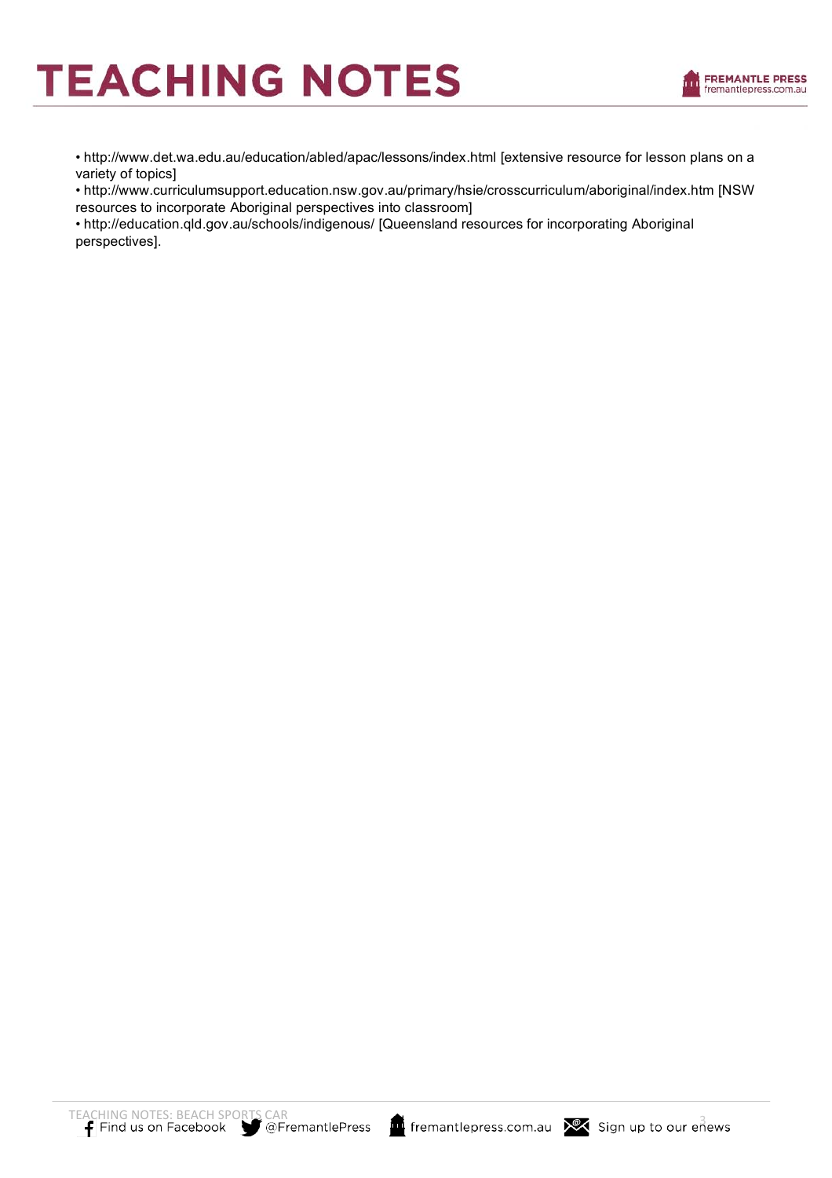- http://www.det.wa.edu.au/education/abled/apac/lessons/index.html [extensive resource for lesson plans on a variety of topics]
- http://www.curriculumsupport.education.nsw.gov.au/primary/hsie/crosscurriculum/aboriginal/index.htm [NSW resources to incorporate Aboriginal perspectives into classroom]
- http://education.qld.gov.au/schools/indigenous/ [Queensland resources for incorporating Aboriginal perspectives].